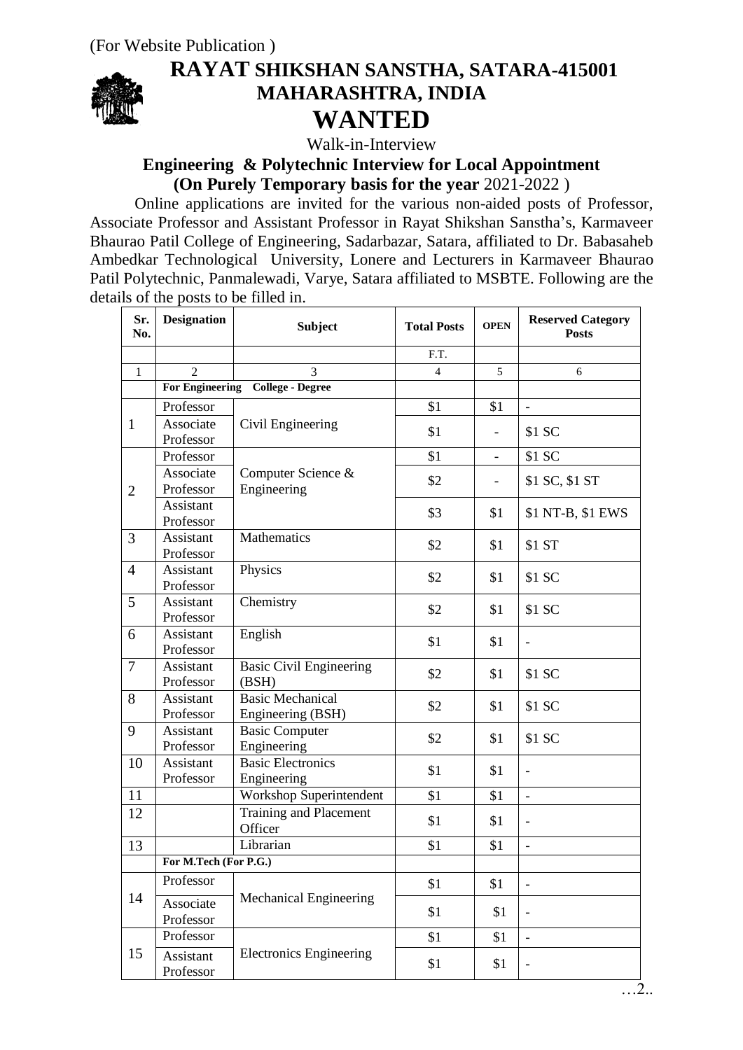(For Website Publication )

# RAYAT SHIKSHAN SANSTHA, SATARA-415001
## MAHARASHTRA, INDIA
# WANTED

Walk-in-Interview

### Engineering & Polytechnic Interview for Local Appointment
**(On Purely Temporary basis for the year** 2021-2022 )

Online applications are invited for the various non-aided posts of Professor, Associate Professor and Assistant Professor in Rayat Shikshan Sanstha's, Karmaveer Bhaurao Patil College of Engineering, Sadarbazar, Satara, affiliated to Dr. Babasaheb Ambedkar Technological University, Lonere and Lecturers in Karmaveer Bhaurao Patil Polytechnic, Panmalewadi, Varye, Satara affiliated to MSBTE. Following are the details of the posts to be filled in.

| Sr. No. | Designation | Subject | Total Posts | OPEN | Reserved Category Posts |
|---|---|---|---|---|---|
| | | | F.T. | | |
| 1 | 2 | 3 | 4 | 5 | 6 |
| | **For Engineering College - Degree** | | | | |
| 1 | Professor | Civil Engineering | $1 | $1 | - |
| | Associate Professor | | $1 | - | $1 SC |
| 2 | Professor | Computer Science & Engineering | $1 | - | $1 SC |
| | Associate Professor | | $2 | - | $1 SC, $1 ST |
| | Assistant Professor | | $3 | $1 | $1 NT-B, $1 EWS |
| 3 | Assistant Professor | Mathematics | $2 | $1 | $1 ST |
| 4 | Assistant Professor | Physics | $2 | $1 | $1 SC |
| 5 | Assistant Professor | Chemistry | $2 | $1 | $1 SC |
| 6 | Assistant Professor | English | $1 | $1 | - |
| 7 | Assistant Professor | Basic Civil Engineering (BSH) | $2 | $1 | $1 SC |
| 8 | Assistant Professor | Basic Mechanical Engineering (BSH) | $2 | $1 | $1 SC |
| 9 | Assistant Professor | Basic Computer Engineering | $2 | $1 | $1 SC |
| 10 | Assistant Professor | Basic Electronics Engineering | $1 | $1 | - |
| 11 | | Workshop Superintendent | $1 | $1 | - |
| 12 | | Training and Placement Officer | $1 | $1 | - |
| 13 | | Librarian | $1 | $1 | - |
| | **For M.Tech (For P.G.)** | | | | |
| 14 | Professor | Mechanical Engineering | $1 | $1 | - |
| | Associate Professor | | $1 | $1 | - |
| 15 | Professor | Electronics Engineering | $1 | $1 | - |
| | Assistant Professor | | $1 | $1 | - |

…2..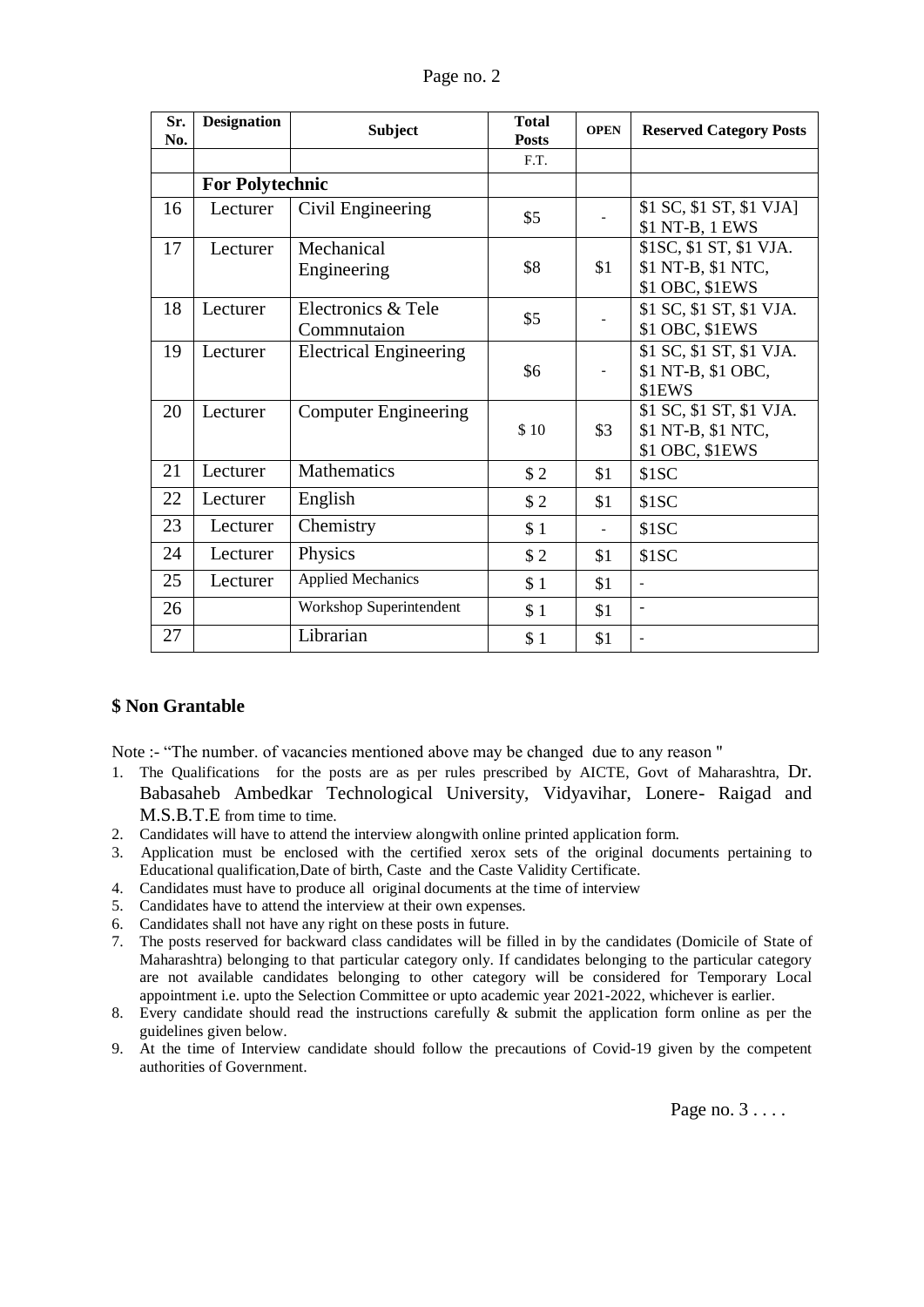| Sr. No. | Designation | Subject | Total Posts | OPEN | Reserved Category Posts |
|---|---|---|---|---|---|
| | | | F.T. | | |
| | **For Polytechnic** | | | | |
| 16 | Lecturer | Civil Engineering | $5 | - | $1 SC, $1 ST, $1 VJA] $1 NT-B, 1 EWS |
| 17 | Lecturer | Mechanical Engineering | $8 | $1 | $1SC, $1 ST, $1 VJA. $1 NT-B, $1 NTC, $1 OBC, $1EWS |
| 18 | Lecturer | Electronics & Tele Commnutaion | $5 | - | $1 SC, $1 ST, $1 VJA. $1 OBC, $1EWS |
| 19 | Lecturer | Electrical Engineering | $6 | - | $1 SC, $1 ST, $1 VJA. $1 NT-B, $1 OBC, $1EWS |
| 20 | Lecturer | Computer Engineering | $ 10 | $3 | $1 SC, $1 ST, $1 VJA. $1 NT-B, $1 NTC, $1 OBC, $1EWS |
| 21 | Lecturer | Mathematics | $ 2 | $1 | $1SC |
| 22 | Lecturer | English | $ 2 | $1 | $1SC |
| 23 | Lecturer | Chemistry | $ 1 | - | $1SC |
| 24 | Lecturer | Physics | $ 2 | $1 | $1SC |
| 25 | Lecturer | Applied Mechanics | $ 1 | $1 | - |
| 26 | | Workshop Superintendent | $ 1 | $1 | - |
| 27 | | Librarian | $ 1 | $1 | - |

**$ Non Grantable**

Note :- "The number. of vacancies mentioned above may be changed due to any reason "

1. The Qualifications for the posts are as per rules prescribed by AICTE, Govt of Maharashtra, Dr. Babasaheb Ambedkar Technological University, Vidyavihar, Lonere- Raigad and M.S.B.T.E from time to time.
2. Candidates will have to attend the interview alongwith online printed application form.
3. Application must be enclosed with the certified xerox sets of the original documents pertaining to Educational qualification,Date of birth, Caste and the Caste Validity Certificate.
4. Candidates must have to produce all original documents at the time of interview
5. Candidates have to attend the interview at their own expenses.
6. Candidates shall not have any right on these posts in future.
7. The posts reserved for backward class candidates will be filled in by the candidates (Domicile of State of Maharashtra) belonging to that particular category only. If candidates belonging to the particular category are not available candidates belonging to other category will be considered for Temporary Local appointment i.e. upto the Selection Committee or upto academic year 2021-2022, whichever is earlier.
8. Every candidate should read the instructions carefully & submit the application form online as per the guidelines given below.
9. At the time of Interview candidate should follow the precautions of Covid-19 given by the competent authorities of Government.

Page no. 3 . . . .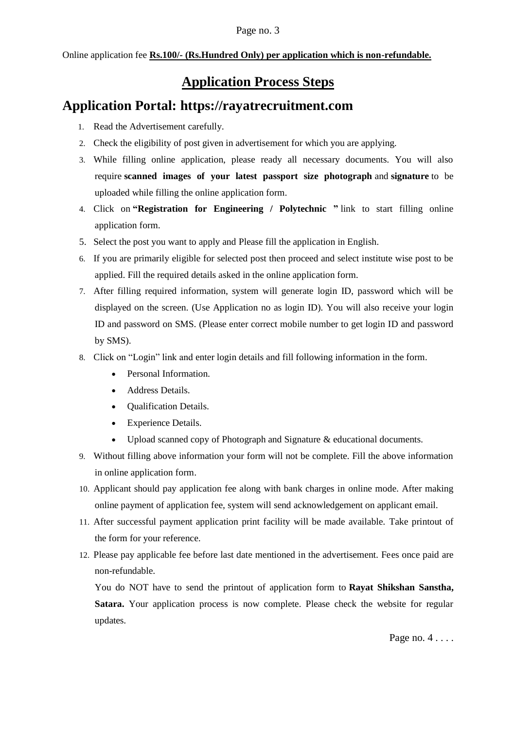Online application fee **Rs.100/- (Rs.Hundred Only) per application which is non-refundable.**

# Application Process Steps

## Application Portal: https://rayatrecruitment.com

1. Read the Advertisement carefully.
2. Check the eligibility of post given in advertisement for which you are applying.
3. While filling online application, please ready all necessary documents. You will also require **scanned images of your latest passport size photograph** and **signature** to be uploaded while filling the online application form.
4. Click on **"Registration for Engineering / Polytechnic "** link to start filling online application form.
5. Select the post you want to apply and Please fill the application in English.
6. If you are primarily eligible for selected post then proceed and select institute wise post to be applied. Fill the required details asked in the online application form.
7. After filling required information, system will generate login ID, password which will be displayed on the screen. (Use Application no as login ID). You will also receive your login ID and password on SMS. (Please enter correct mobile number to get login ID and password by SMS).
8. Click on "Login" link and enter login details and fill following information in the form.
   - Personal Information.
   - Address Details.
   - Qualification Details.
   - Experience Details.
   - Upload scanned copy of Photograph and Signature & educational documents.
9. Without filling above information your form will not be complete. Fill the above information in online application form.
10. Applicant should pay application fee along with bank charges in online mode. After making online payment of application fee, system will send acknowledgement on applicant email.
11. After successful payment application print facility will be made available. Take printout of the form for your reference.
12. Please pay applicable fee before last date mentioned in the advertisement. Fees once paid are non-refundable.

    You do NOT have to send the printout of application form to **Rayat Shikshan Sanstha, Satara.** Your application process is now complete. Please check the website for regular updates.

Page no. 4 . . . .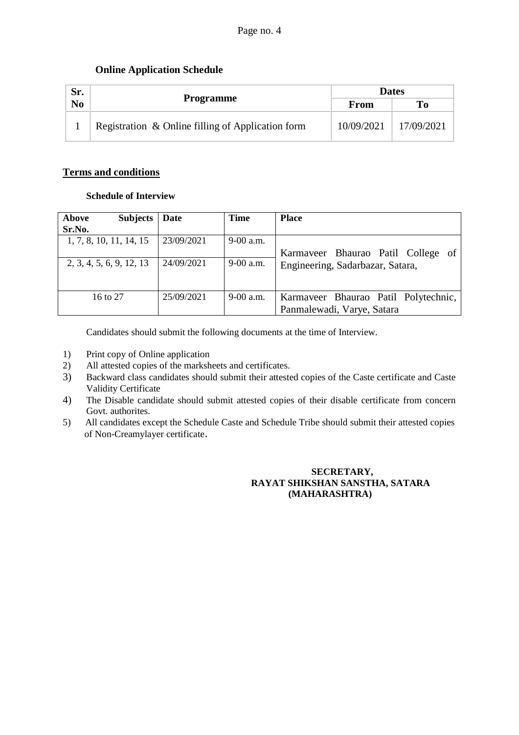### Online Application Schedule

| Sr. No | Programme | Dates | |
|---|---|---|---|
| | | From | To |
| 1 | Registration & Online filling of Application form | 10/09/2021 | 17/09/2021 |

## Terms and conditions

**Schedule of Interview**

| Above Subjects Sr.No. | Date | Time | Place |
|---|---|---|---|
| 1, 7, 8, 10, 11, 14, 15 | 23/09/2021 | 9-00 a.m. | Karmaveer Bhaurao Patil College of Engineering, Sadarbazar, Satara, |
| 2, 3, 4, 5, 6, 9, 12, 13 | 24/09/2021 | 9-00 a.m. | |
| 16 to 27 | 25/09/2021 | 9-00 a.m. | Karmaveer Bhaurao Patil Polytechnic, Panmalewadi, Varye, Satara |

Candidates should submit the following documents at the time of Interview.

1) Print copy of Online application
2) All attested copies of the marksheets and certificates.
3) Backward class candidates should submit their attested copies of the Caste certificate and Caste Validity Certificate
4) The Disable candidate should submit attested copies of their disable certificate from concern Govt. authorites.
5) All candidates except the Schedule Caste and Schedule Tribe should submit their attested copies of Non-Creamylayer certificate.

**SECRETARY,**
**RAYAT SHIKSHAN SANSTHA, SATARA**
**(MAHARASHTRA)**